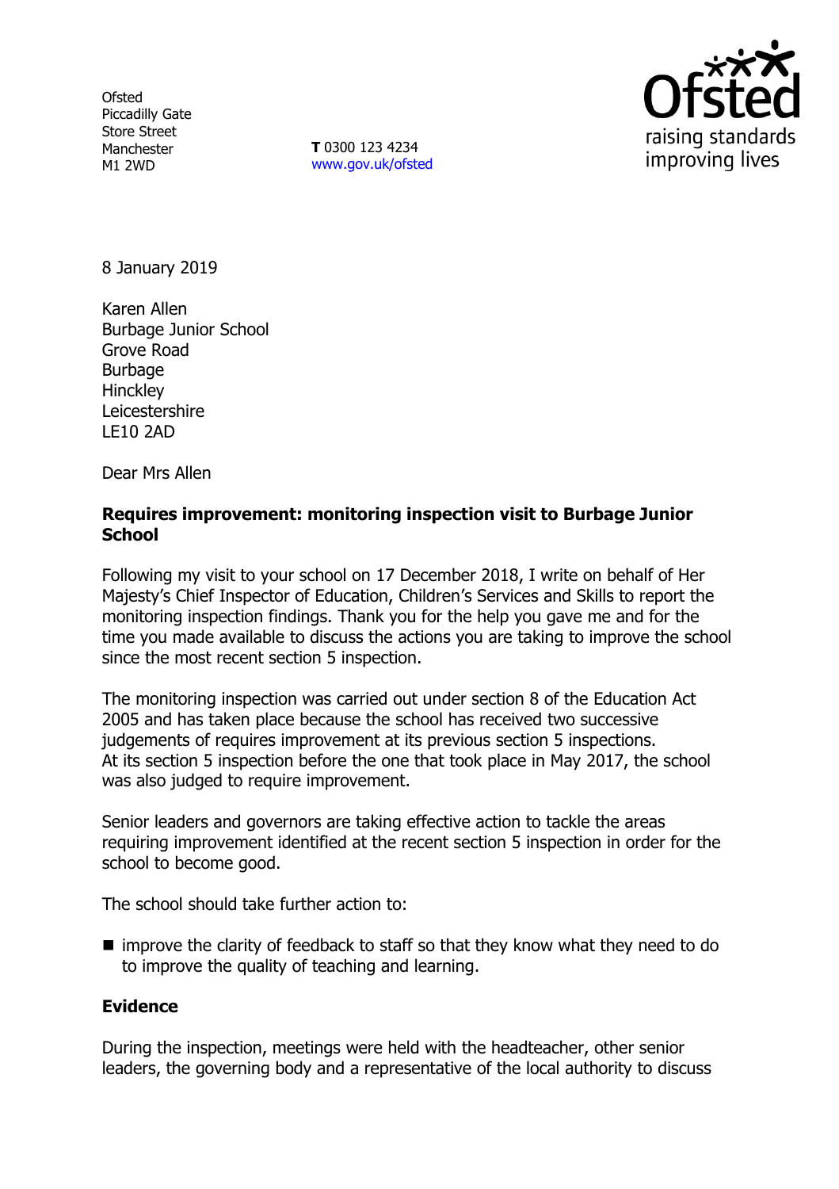Ofsted
Piccadilly Gate
Store Street
Manchester
M1 2WD

**T** 0300 123 4234
www.gov.uk/ofsted

Ofsted
raising standards
improving lives

8 January 2019

Karen Allen
Burbage Junior School
Grove Road
Burbage
Hinckley
Leicestershire
LE10 2AD

Dear Mrs Allen

**Requires improvement: monitoring inspection visit to Burbage Junior School**

Following my visit to your school on 17 December 2018, I write on behalf of Her Majesty's Chief Inspector of Education, Children's Services and Skills to report the monitoring inspection findings. Thank you for the help you gave me and for the time you made available to discuss the actions you are taking to improve the school since the most recent section 5 inspection.

The monitoring inspection was carried out under section 8 of the Education Act 2005 and has taken place because the school has received two successive judgements of requires improvement at its previous section 5 inspections. At its section 5 inspection before the one that took place in May 2017, the school was also judged to require improvement.

Senior leaders and governors are taking effective action to tackle the areas requiring improvement identified at the recent section 5 inspection in order for the school to become good.

The school should take further action to:

- improve the clarity of feedback to staff so that they know what they need to do to improve the quality of teaching and learning.

**Evidence**

During the inspection, meetings were held with the headteacher, other senior leaders, the governing body and a representative of the local authority to discuss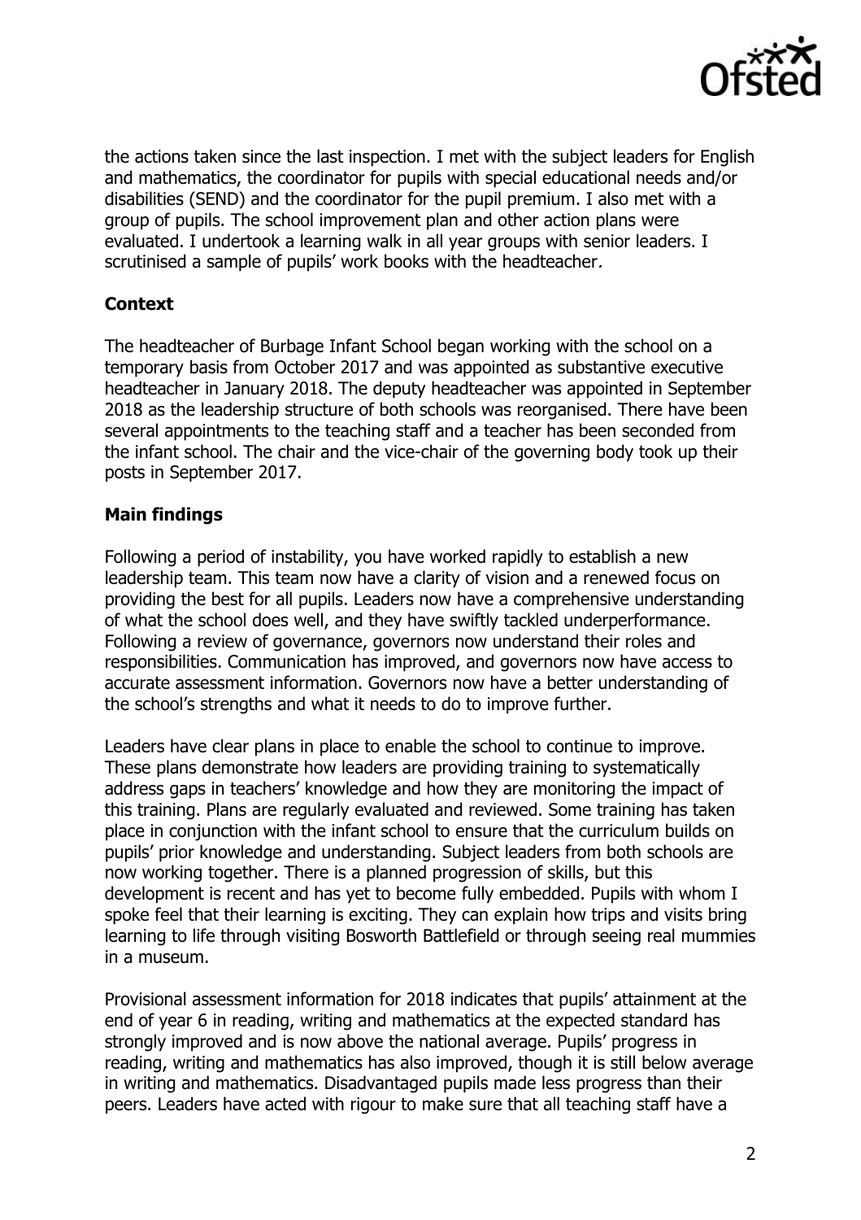the actions taken since the last inspection. I met with the subject leaders for English and mathematics, the coordinator for pupils with special educational needs and/or disabilities (SEND) and the coordinator for the pupil premium. I also met with a group of pupils. The school improvement plan and other action plans were evaluated. I undertook a learning walk in all year groups with senior leaders. I scrutinised a sample of pupils' work books with the headteacher*.*

## Context

The headteacher of Burbage Infant School began working with the school on a temporary basis from October 2017 and was appointed as substantive executive headteacher in January 2018. The deputy headteacher was appointed in September 2018 as the leadership structure of both schools was reorganised. There have been several appointments to the teaching staff and a teacher has been seconded from the infant school. The chair and the vice-chair of the governing body took up their posts in September 2017.

## Main findings

Following a period of instability, you have worked rapidly to establish a new leadership team. This team now have a clarity of vision and a renewed focus on providing the best for all pupils. Leaders now have a comprehensive understanding of what the school does well, and they have swiftly tackled underperformance. Following a review of governance, governors now understand their roles and responsibilities. Communication has improved, and governors now have access to accurate assessment information. Governors now have a better understanding of the school's strengths and what it needs to do to improve further.

Leaders have clear plans in place to enable the school to continue to improve. These plans demonstrate how leaders are providing training to systematically address gaps in teachers' knowledge and how they are monitoring the impact of this training. Plans are regularly evaluated and reviewed. Some training has taken place in conjunction with the infant school to ensure that the curriculum builds on pupils' prior knowledge and understanding. Subject leaders from both schools are now working together. There is a planned progression of skills, but this development is recent and has yet to become fully embedded. Pupils with whom I spoke feel that their learning is exciting. They can explain how trips and visits bring learning to life through visiting Bosworth Battlefield or through seeing real mummies in a museum.

Provisional assessment information for 2018 indicates that pupils' attainment at the end of year 6 in reading, writing and mathematics at the expected standard has strongly improved and is now above the national average. Pupils' progress in reading, writing and mathematics has also improved, though it is still below average in writing and mathematics. Disadvantaged pupils made less progress than their peers. Leaders have acted with rigour to make sure that all teaching staff have a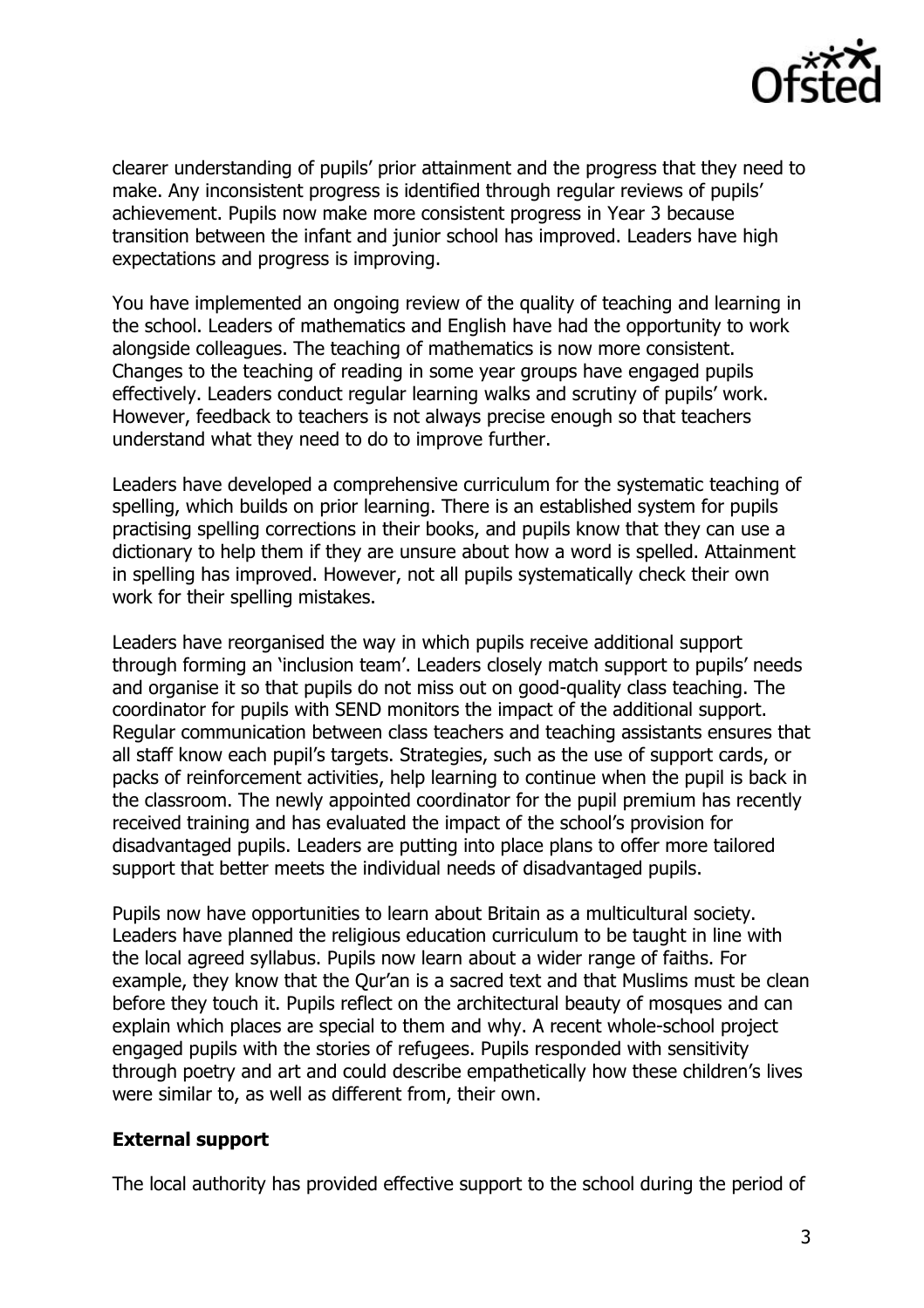clearer understanding of pupils' prior attainment and the progress that they need to make. Any inconsistent progress is identified through regular reviews of pupils' achievement. Pupils now make more consistent progress in Year 3 because transition between the infant and junior school has improved. Leaders have high expectations and progress is improving.

You have implemented an ongoing review of the quality of teaching and learning in the school. Leaders of mathematics and English have had the opportunity to work alongside colleagues. The teaching of mathematics is now more consistent. Changes to the teaching of reading in some year groups have engaged pupils effectively. Leaders conduct regular learning walks and scrutiny of pupils' work. However, feedback to teachers is not always precise enough so that teachers understand what they need to do to improve further.

Leaders have developed a comprehensive curriculum for the systematic teaching of spelling, which builds on prior learning. There is an established system for pupils practising spelling corrections in their books, and pupils know that they can use a dictionary to help them if they are unsure about how a word is spelled. Attainment in spelling has improved. However, not all pupils systematically check their own work for their spelling mistakes.

Leaders have reorganised the way in which pupils receive additional support through forming an 'inclusion team'. Leaders closely match support to pupils' needs and organise it so that pupils do not miss out on good-quality class teaching. The coordinator for pupils with SEND monitors the impact of the additional support. Regular communication between class teachers and teaching assistants ensures that all staff know each pupil's targets. Strategies, such as the use of support cards, or packs of reinforcement activities, help learning to continue when the pupil is back in the classroom. The newly appointed coordinator for the pupil premium has recently received training and has evaluated the impact of the school's provision for disadvantaged pupils. Leaders are putting into place plans to offer more tailored support that better meets the individual needs of disadvantaged pupils.

Pupils now have opportunities to learn about Britain as a multicultural society. Leaders have planned the religious education curriculum to be taught in line with the local agreed syllabus. Pupils now learn about a wider range of faiths. For example, they know that the Qur'an is a sacred text and that Muslims must be clean before they touch it. Pupils reflect on the architectural beauty of mosques and can explain which places are special to them and why. A recent whole-school project engaged pupils with the stories of refugees. Pupils responded with sensitivity through poetry and art and could describe empathetically how these children's lives were similar to, as well as different from, their own.

**External support**

The local authority has provided effective support to the school during the period of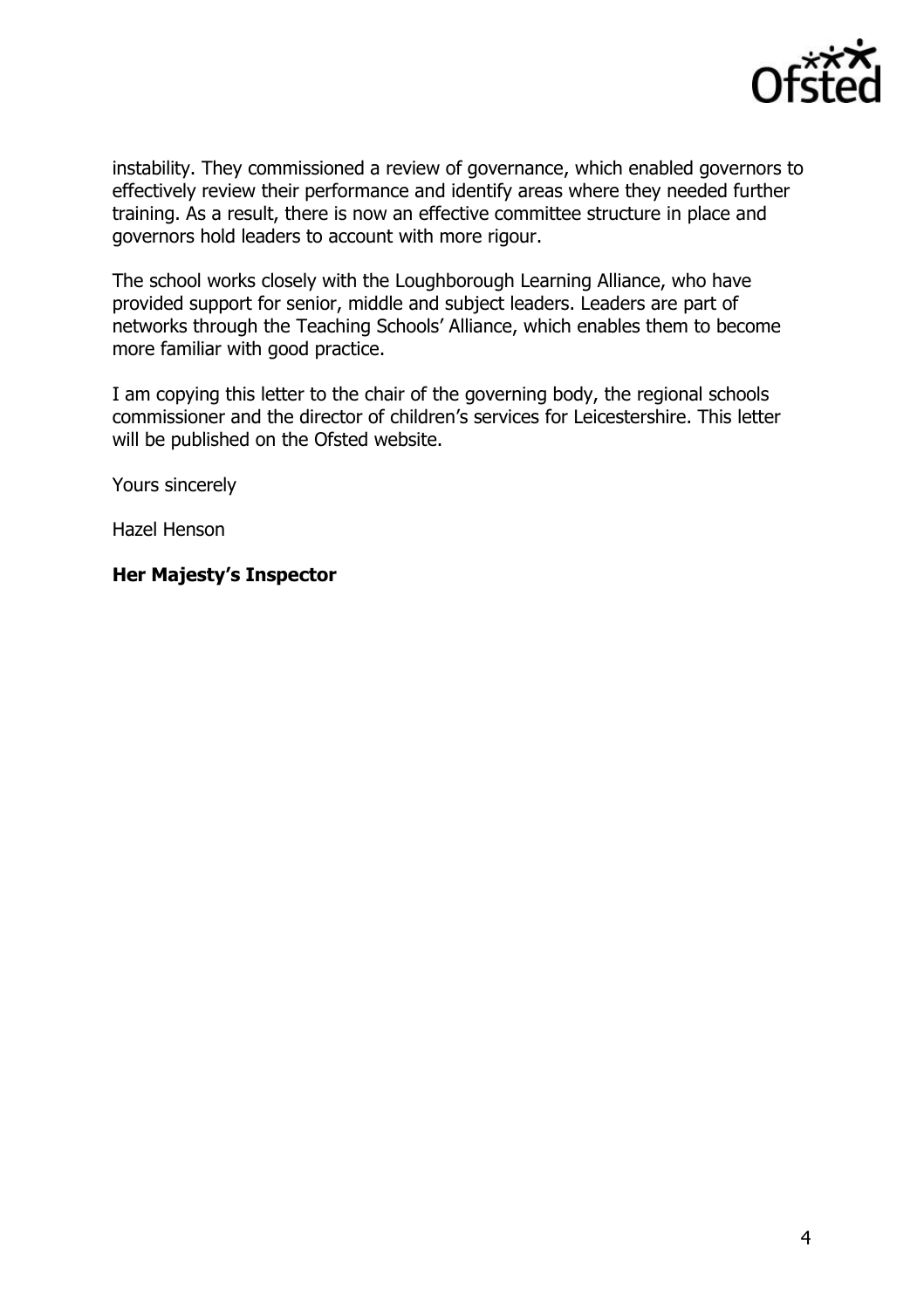instability. They commissioned a review of governance, which enabled governors to effectively review their performance and identify areas where they needed further training. As a result, there is now an effective committee structure in place and governors hold leaders to account with more rigour.

The school works closely with the Loughborough Learning Alliance, who have provided support for senior, middle and subject leaders. Leaders are part of networks through the Teaching Schools' Alliance, which enables them to become more familiar with good practice.

I am copying this letter to the chair of the governing body, the regional schools commissioner and the director of children's services for Leicestershire. This letter will be published on the Ofsted website.

Yours sincerely

Hazel Henson

**Her Majesty's Inspector**